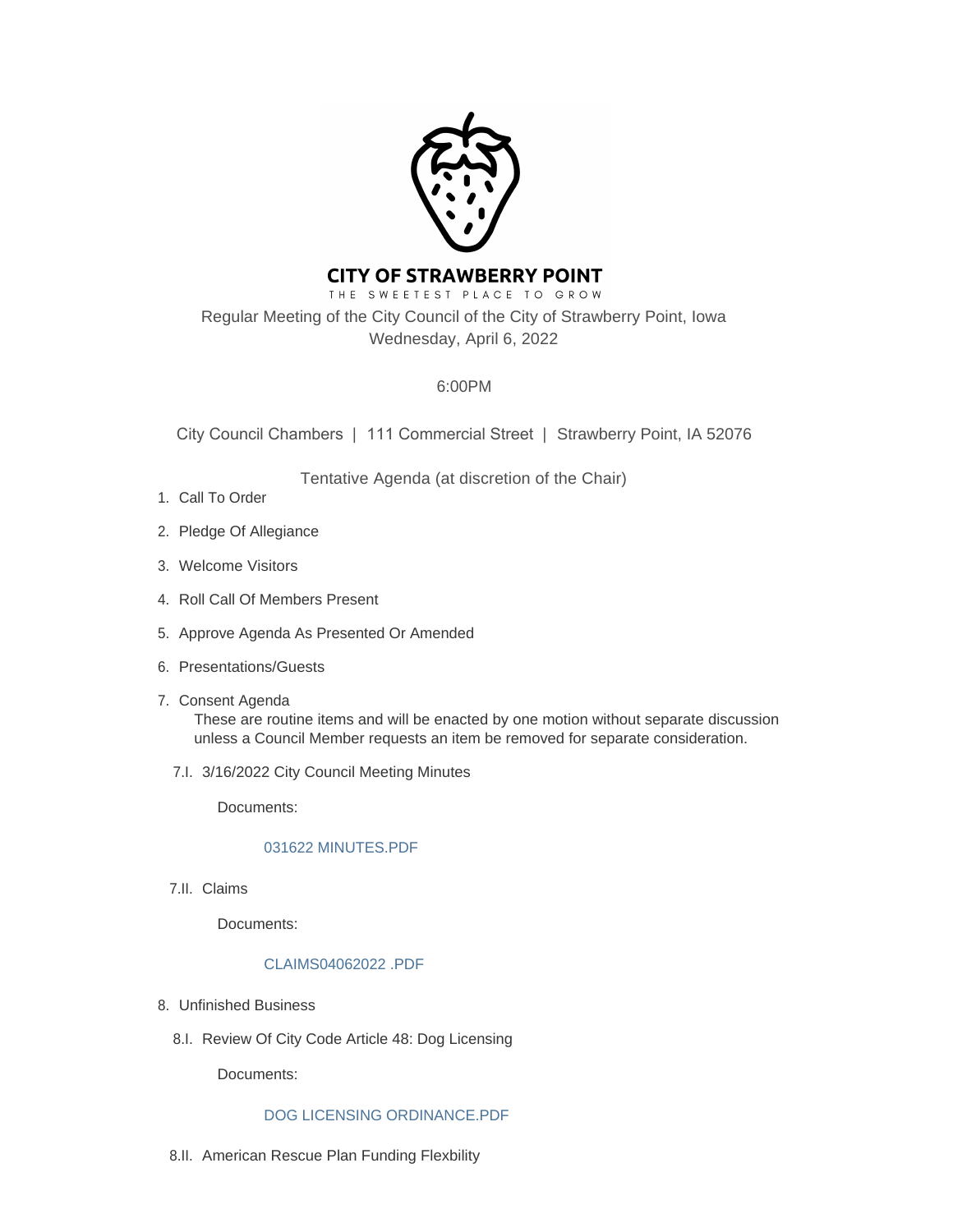# CITY OF STRAWBERRY POINT

THE SWEETEST PLACE TO GROW

Regular Meeting of the City Council of the City of Strawberry Point, Iowa
Wednesday, April 6, 2022

6:00PM

City Council Chambers | 111 Commercial Street | Strawberry Point, IA 52076

Tentative Agenda (at discretion of the Chair)

1. Call To Order
2. Pledge Of Allegiance
3. Welcome Visitors
4. Roll Call Of Members Present
5. Approve Agenda As Presented Or Amended
6. Presentations/Guests
7. Consent Agenda
   These are routine items and will be enacted by one motion without separate discussion unless a Council Member requests an item be removed for separate consideration.

   7.I. 3/16/2022 City Council Meeting Minutes

   Documents:

   031622 MINUTES.PDF

   7.II. Claims

   Documents:

   CLAIMS04062022 .PDF

8. Unfinished Business

   8.I. Review Of City Code Article 48: Dog Licensing

   Documents:

   DOG LICENSING ORDINANCE.PDF

   8.II. American Rescue Plan Funding Flexbility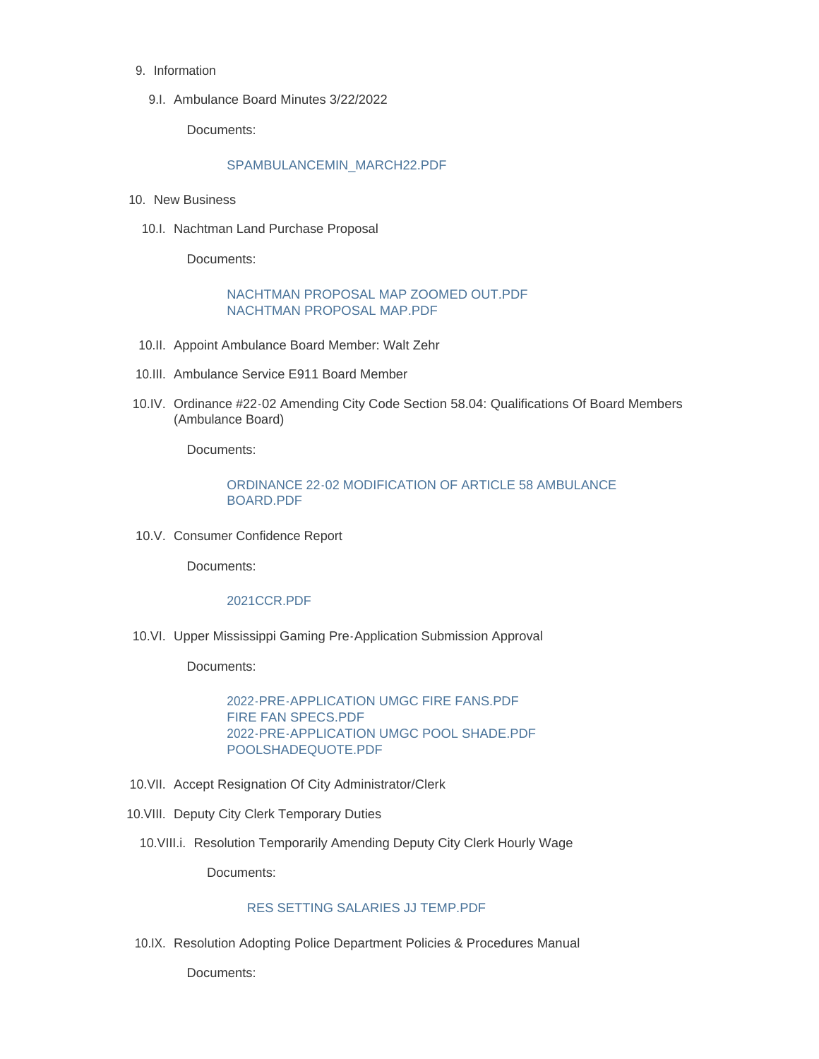9. Information

   9.I. Ambulance Board Minutes 3/22/2022

   Documents:

   SPAMBULANCEMIN_MARCH22.PDF

10. New Business

   10.I. Nachtman Land Purchase Proposal

   Documents:

   NACHTMAN PROPOSAL MAP ZOOMED OUT.PDF
   NACHTMAN PROPOSAL MAP.PDF

   10.II. Appoint Ambulance Board Member: Walt Zehr

   10.III. Ambulance Service E911 Board Member

   10.IV. Ordinance #22-02 Amending City Code Section 58.04: Qualifications Of Board Members (Ambulance Board)

   Documents:

   ORDINANCE 22-02 MODIFICATION OF ARTICLE 58 AMBULANCE BOARD.PDF

   10.V. Consumer Confidence Report

   Documents:

   2021CCR.PDF

   10.VI. Upper Mississippi Gaming Pre-Application Submission Approval

   Documents:

   2022-PRE-APPLICATION UMGC FIRE FANS.PDF
   FIRE FAN SPECS.PDF
   2022-PRE-APPLICATION UMGC POOL SHADE.PDF
   POOLSHADEQUOTE.PDF

   10.VII. Accept Resignation Of City Administrator/Clerk

   10.VIII. Deputy City Clerk Temporary Duties

   10.VIII.i. Resolution Temporarily Amending Deputy City Clerk Hourly Wage

   Documents:

   RES SETTING SALARIES JJ TEMP.PDF

   10.IX. Resolution Adopting Police Department Policies & Procedures Manual

   Documents: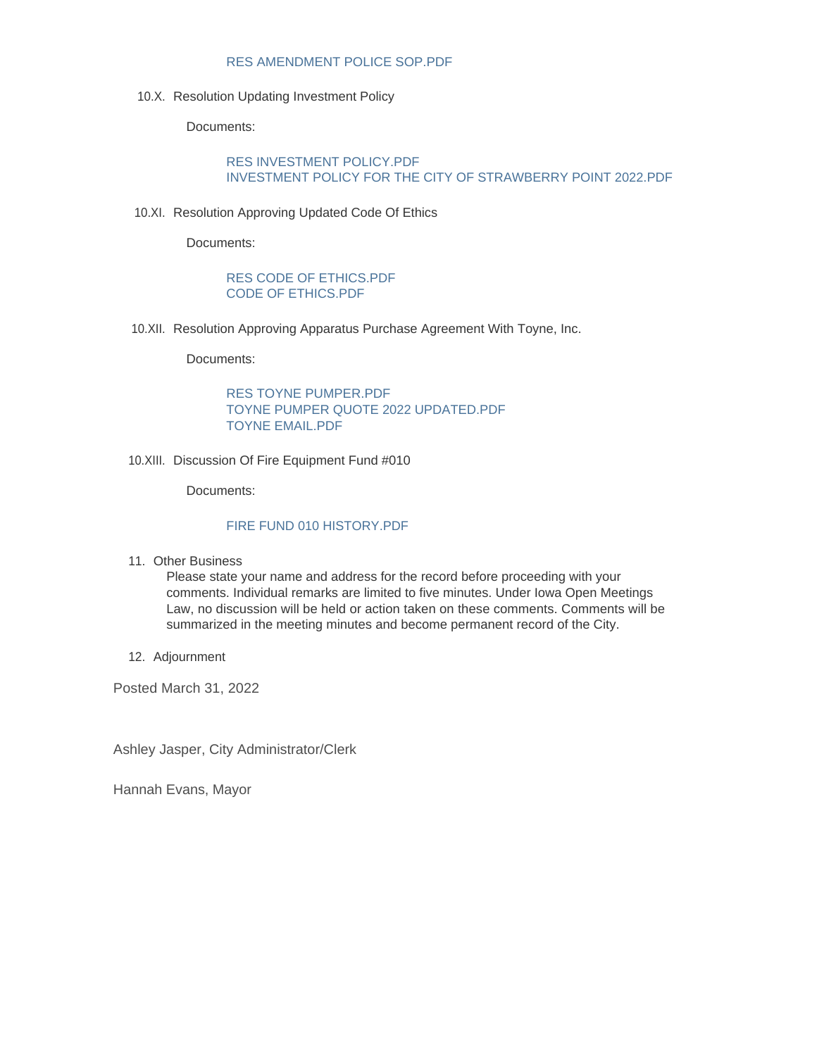RES AMENDMENT POLICE SOP.PDF

10.X. Resolution Updating Investment Policy

Documents:

RES INVESTMENT POLICY.PDF
INVESTMENT POLICY FOR THE CITY OF STRAWBERRY POINT 2022.PDF

10.XI. Resolution Approving Updated Code Of Ethics

Documents:

RES CODE OF ETHICS.PDF
CODE OF ETHICS.PDF

10.XII. Resolution Approving Apparatus Purchase Agreement With Toyne, Inc.

Documents:

RES TOYNE PUMPER.PDF
TOYNE PUMPER QUOTE 2022 UPDATED.PDF
TOYNE EMAIL.PDF

10.XIII. Discussion Of Fire Equipment Fund #010

Documents:

FIRE FUND 010 HISTORY.PDF

11. Other Business
    Please state your name and address for the record before proceeding with your comments. Individual remarks are limited to five minutes. Under Iowa Open Meetings Law, no discussion will be held or action taken on these comments. Comments will be summarized in the meeting minutes and become permanent record of the City.

12. Adjournment

Posted March 31, 2022

Ashley Jasper, City Administrator/Clerk

Hannah Evans, Mayor